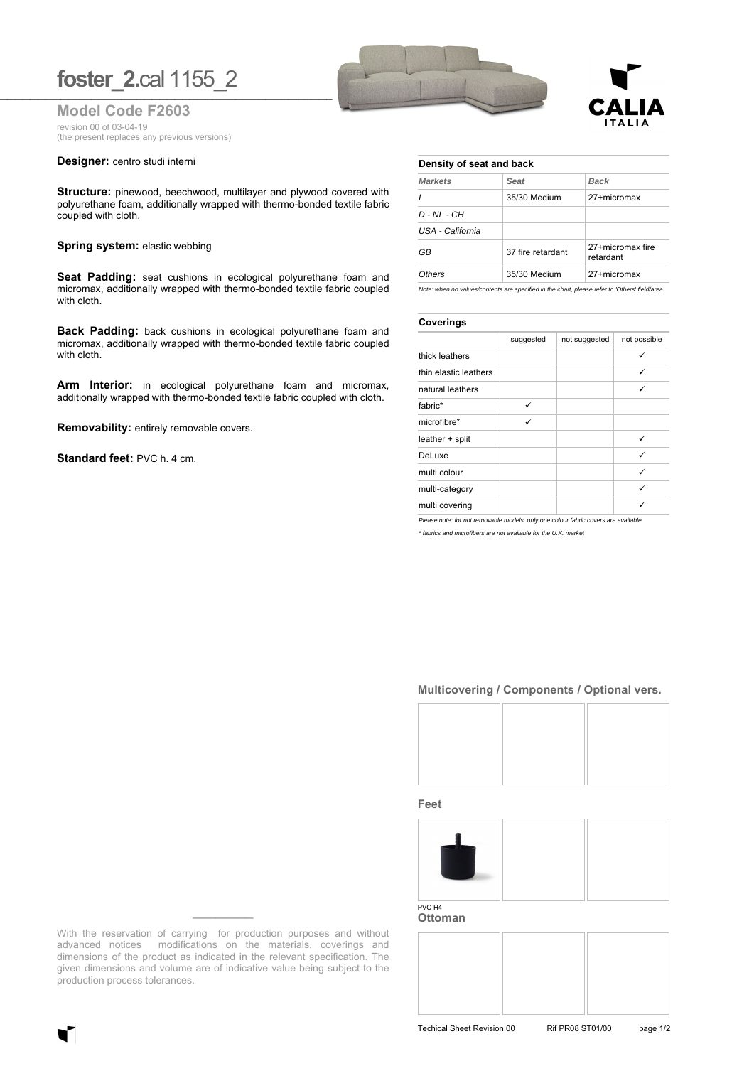# foster_2.cal 1155_2

**Model Code F2603**

revision 00 of 03-04-19
(the present replaces any previous versions)

**Designer:** centro studi interni

**Structure:** pinewood, beechwood, multilayer and plywood covered with polyurethane foam, additionally wrapped with thermo-bonded textile fabric coupled with cloth.

**Spring system:** elastic webbing

**Seat Padding:** seat cushions in ecological polyurethane foam and micromax, additionally wrapped with thermo-bonded textile fabric coupled with cloth.

**Back Padding:** back cushions in ecological polyurethane foam and micromax, additionally wrapped with thermo-bonded textile fabric coupled with cloth.

**Arm Interior:** in ecological polyurethane foam and micromax, additionally wrapped with thermo-bonded textile fabric coupled with cloth.

**Removability:** entirely removable covers.

**Standard feet:** PVC h. 4 cm.

**Density of seat and back**

| *Markets* | *Seat* | *Back* |
|---|---|---|
| *I* | 35/30 Medium | 27+micromax |
| *D - NL - CH* | | |
| *USA - California* | | |
| *GB* | 37 fire retardant | 27+micromax fire retardant |
| *Others* | 35/30 Medium | 27+micromax |

*Note: when no values/contents are specified in the chart, please refer to 'Others' field/area.*

**Coverings**

| | suggested | not suggested | not possible |
|---|---|---|---|
| thick leathers | | | ✓ |
| thin elastic leathers | | | ✓ |
| natural leathers | | | ✓ |
| fabric* | ✓ | | |
| microfibre* | ✓ | | |
| leather + split | | | ✓ |
| DeLuxe | | | ✓ |
| multi colour | | | ✓ |
| multi-category | | | ✓ |
| multi covering | | | ✓ |

*Please note: for not removable models, only one colour fabric covers are available.*

*\* fabrics and microfibers are not available for the U.K. market*

**Multicovering / Components / Optional vers.**

**Feet**

PVC H4

**Ottoman**

With the reservation of carrying for production purposes and without advanced notices modifications on the materials, coverings and dimensions of the product as indicated in the relevant specification. The given dimensions and volume are of indicative value being subject to the production process tolerances.

Techical Sheet Revision 00 Rif PR08 ST01/00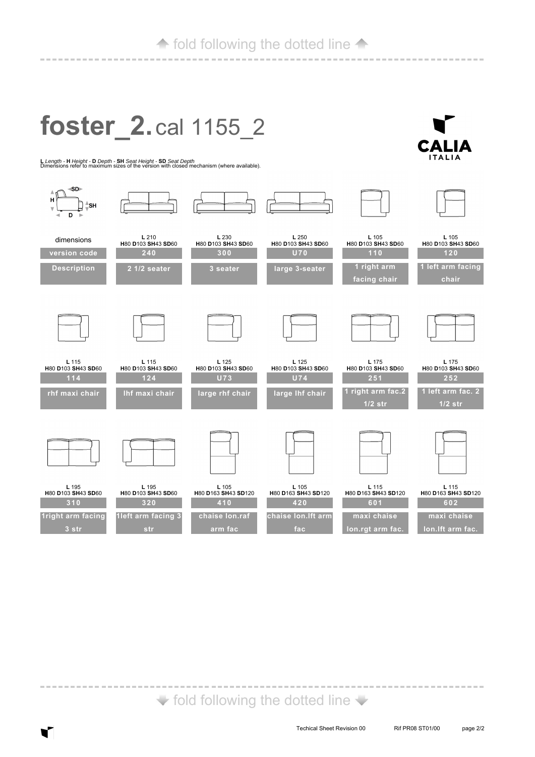# foster_2. cal 1155_2

CALIA ITALIA

**L** *Length* - **H** *Height* - **D** *Depth* - **SH** *Seat Height* - **SD** *Seat Depth*
Dimensions refer to maximum sizes of the version with closed mechanism (where available).

| dimensions | L 210 H80 D103 SH43 SD60 | L 230 H80 D103 SH43 SD60 | L 250 H80 D103 SH43 SD60 | L 105 H80 D103 SH43 SD60 | L 105 H80 D103 SH43 SD60 |
|---|---|---|---|---|---|
| version code | 240 | 300 | U70 | 110 | 120 |
| Description | 2 1/2 seater | 3 seater | large 3-seater | 1 right arm facing chair | 1 left arm facing chair |

| | | | | | |
|---|---|---|---|---|---|
| L 115 H80 D103 SH43 SD60 | L 115 H80 D103 SH43 SD60 | L 125 H80 D103 SH43 SD60 | L 125 H80 D103 SH43 SD60 | L 175 H80 D103 SH43 SD60 | L 175 H80 D103 SH43 SD60 |
| 114 | 124 | U73 | U74 | 251 | 252 |
| rhf maxi chair | lhf maxi chair | large rhf chair | large lhf chair | 1 right arm fac.2 1/2 str | 1 left arm fac. 2 1/2 str |

| | | | | | |
|---|---|---|---|---|---|
| L 195 H80 D103 SH43 SD60 | L 195 H80 D103 SH43 SD60 | L 105 H80 D163 SH43 SD120 | L 105 H80 D163 SH43 SD120 | L 115 H80 D163 SH43 SD120 | L 115 H80 D163 SH43 SD120 |
| 310 | 320 | 410 | 420 | 601 | 602 |
| 1right arm facing 3 str | 1left arm facing 3 str | chaise lon.raf arm fac | chaise lon.lft arm fac | maxi chaise lon.rgt arm fac. | maxi chaise lon.lft arm fac. |

Techical Sheet Revision 00 Rif PR08 ST01/00